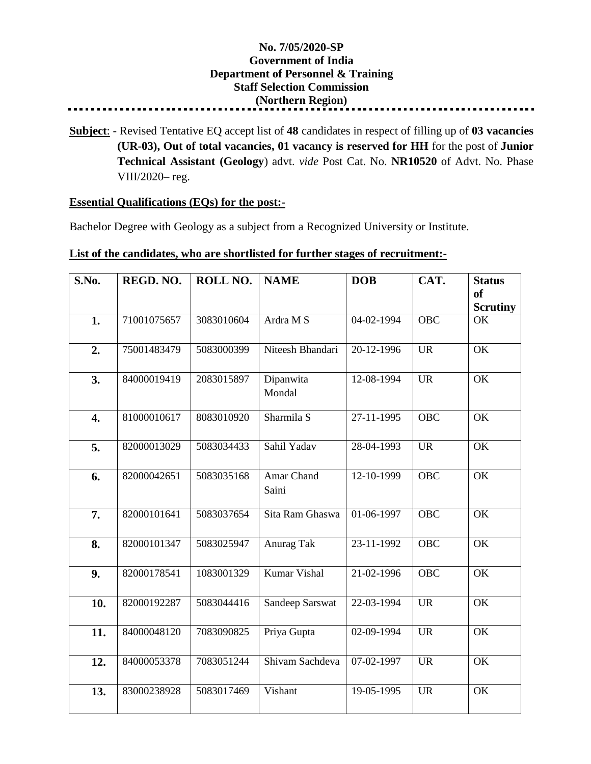**No. 7/05/2020-SP**
**Government of India**
**Department of Personnel & Training**
**Staff Selection Commission**
**(Northern Region)**

---

**Subject**: - Revised Tentative EQ accept list of **48** candidates in respect of filling up of **03 vacancies (UR-03), Out of total vacancies, 01 vacancy is reserved for HH** for the post of **Junior Technical Assistant (Geology**) advt. *vide* Post Cat. No. **NR10520** of Advt. No. Phase VIII/2020– reg.

**Essential Qualifications (EQs) for the post:-**

Bachelor Degree with Geology as a subject from a Recognized University or Institute.

**List of the candidates, who are shortlisted for further stages of recruitment:-**

| S.No. | REGD. NO. | ROLL NO. | NAME | DOB | CAT. | Status of Scrutiny |
|---|---|---|---|---|---|---|
| **1.** | 71001075657 | 3083010604 | Ardra M S | 04-02-1994 | OBC | OK |
| **2.** | 75001483479 | 5083000399 | Niteesh Bhandari | 20-12-1996 | UR | OK |
| **3.** | 84000019419 | 2083015897 | Dipanwita Mondal | 12-08-1994 | UR | OK |
| **4.** | 81000010617 | 8083010920 | Sharmila S | 27-11-1995 | OBC | OK |
| **5.** | 82000013029 | 5083034433 | Sahil Yadav | 28-04-1993 | UR | OK |
| **6.** | 82000042651 | 5083035168 | Amar Chand Saini | 12-10-1999 | OBC | OK |
| **7.** | 82000101641 | 5083037654 | Sita Ram Ghaswa | 01-06-1997 | OBC | OK |
| **8.** | 82000101347 | 5083025947 | Anurag Tak | 23-11-1992 | OBC | OK |
| **9.** | 82000178541 | 1083001329 | Kumar Vishal | 21-02-1996 | OBC | OK |
| **10.** | 82000192287 | 5083044416 | Sandeep Sarswat | 22-03-1994 | UR | OK |
| **11.** | 84000048120 | 7083090825 | Priya Gupta | 02-09-1994 | UR | OK |
| **12.** | 84000053378 | 7083051244 | Shivam Sachdeva | 07-02-1997 | UR | OK |
| **13.** | 83000238928 | 5083017469 | Vishant | 19-05-1995 | UR | OK |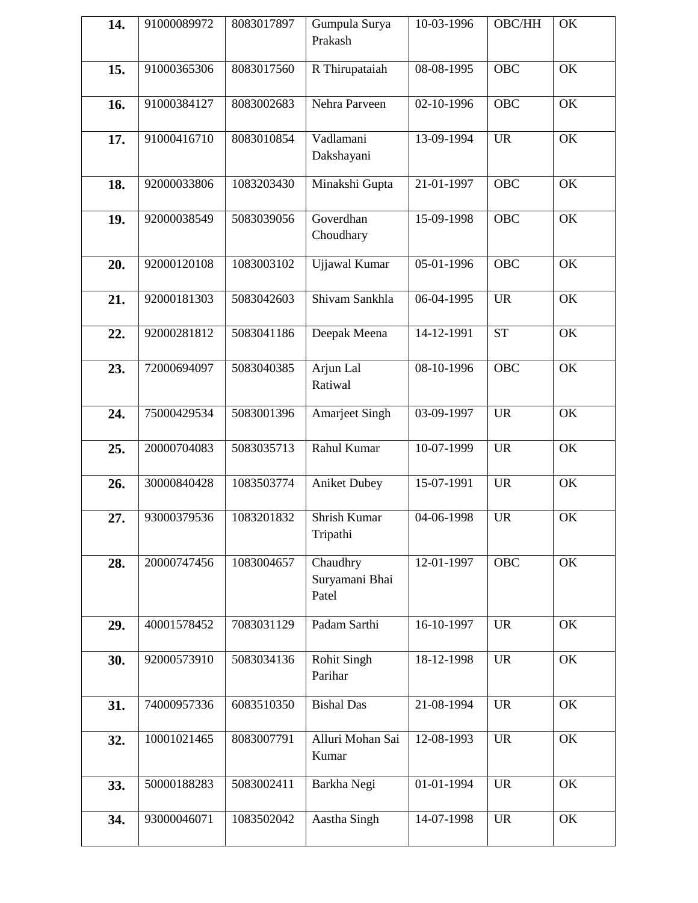| **14.** | 91000089972 | 8083017897 | Gumpula Surya Prakash | 10-03-1996 | OBC/HH | OK |
|---|---|---|---|---|---|---|
| **15.** | 91000365306 | 8083017560 | R Thirupataiah | 08-08-1995 | OBC | OK |
| **16.** | 91000384127 | 8083002683 | Nehra Parveen | 02-10-1996 | OBC | OK |
| **17.** | 91000416710 | 8083010854 | Vadlamani Dakshayani | 13-09-1994 | UR | OK |
| **18.** | 92000033806 | 1083203430 | Minakshi Gupta | 21-01-1997 | OBC | OK |
| **19.** | 92000038549 | 5083039056 | Goverdhan Choudhary | 15-09-1998 | OBC | OK |
| **20.** | 92000120108 | 1083003102 | Ujjawal Kumar | 05-01-1996 | OBC | OK |
| **21.** | 92000181303 | 5083042603 | Shivam Sankhla | 06-04-1995 | UR | OK |
| **22.** | 92000281812 | 5083041186 | Deepak Meena | 14-12-1991 | ST | OK |
| **23.** | 72000694097 | 5083040385 | Arjun Lal Ratiwal | 08-10-1996 | OBC | OK |
| **24.** | 75000429534 | 5083001396 | Amarjeet Singh | 03-09-1997 | UR | OK |
| **25.** | 20000704083 | 5083035713 | Rahul Kumar | 10-07-1999 | UR | OK |
| **26.** | 30000840428 | 1083503774 | Aniket Dubey | 15-07-1991 | UR | OK |
| **27.** | 93000379536 | 1083201832 | Shrish Kumar Tripathi | 04-06-1998 | UR | OK |
| **28.** | 20000747456 | 1083004657 | Chaudhry Suryamani Bhai Patel | 12-01-1997 | OBC | OK |
| **29.** | 40001578452 | 7083031129 | Padam Sarthi | 16-10-1997 | UR | OK |
| **30.** | 92000573910 | 5083034136 | Rohit Singh Parihar | 18-12-1998 | UR | OK |
| **31.** | 74000957336 | 6083510350 | Bishal Das | 21-08-1994 | UR | OK |
| **32.** | 10001021465 | 8083007791 | Alluri Mohan Sai Kumar | 12-08-1993 | UR | OK |
| **33.** | 50000188283 | 5083002411 | Barkha Negi | 01-01-1994 | UR | OK |
| **34.** | 93000046071 | 1083502042 | Aastha Singh | 14-07-1998 | UR | OK |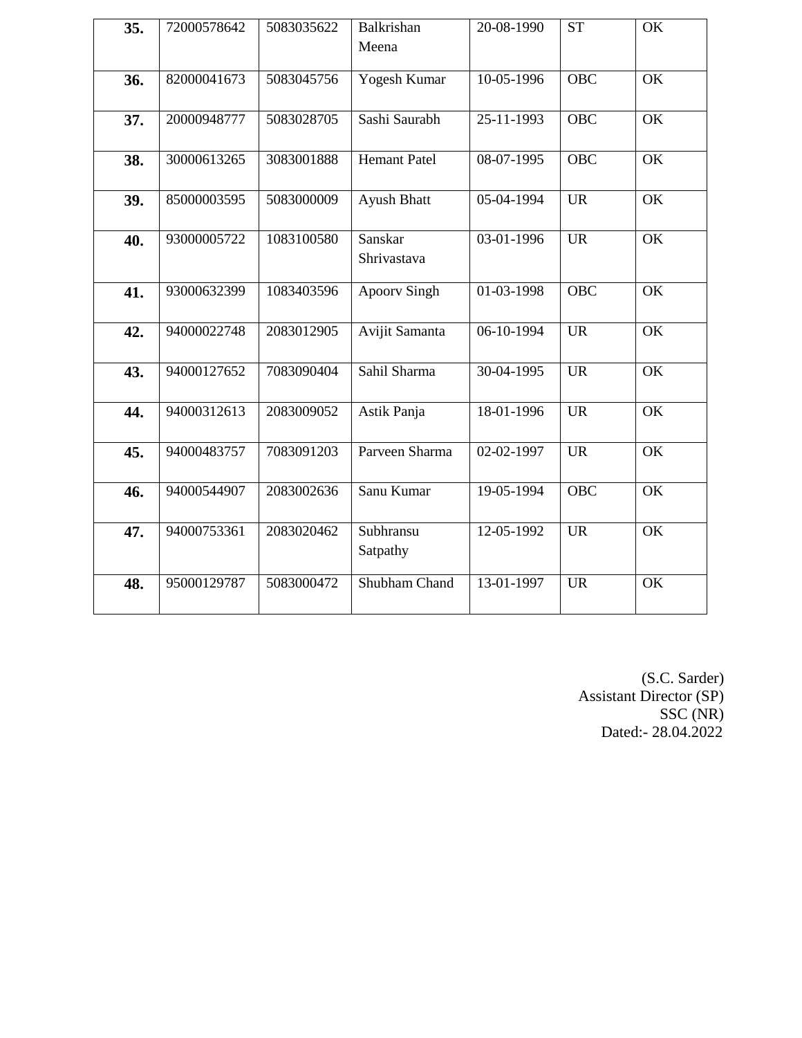| | | | | | | |
|---|---|---|---|---|---|---|
| **35.** | 72000578642 | 5083035622 | Balkrishan Meena | 20-08-1990 | ST | OK |
| **36.** | 82000041673 | 5083045756 | Yogesh Kumar | 10-05-1996 | OBC | OK |
| **37.** | 20000948777 | 5083028705 | Sashi Saurabh | 25-11-1993 | OBC | OK |
| **38.** | 30000613265 | 3083001888 | Hemant Patel | 08-07-1995 | OBC | OK |
| **39.** | 85000003595 | 5083000009 | Ayush Bhatt | 05-04-1994 | UR | OK |
| **40.** | 93000005722 | 1083100580 | Sanskar Shrivastava | 03-01-1996 | UR | OK |
| **41.** | 93000632399 | 1083403596 | Apoorv Singh | 01-03-1998 | OBC | OK |
| **42.** | 94000022748 | 2083012905 | Avijit Samanta | 06-10-1994 | UR | OK |
| **43.** | 94000127652 | 7083090404 | Sahil Sharma | 30-04-1995 | UR | OK |
| **44.** | 94000312613 | 2083009052 | Astik Panja | 18-01-1996 | UR | OK |
| **45.** | 94000483757 | 7083091203 | Parveen Sharma | 02-02-1997 | UR | OK |
| **46.** | 94000544907 | 2083002636 | Sanu Kumar | 19-05-1994 | OBC | OK |
| **47.** | 94000753361 | 2083020462 | Subhransu Satpathy | 12-05-1992 | UR | OK |
| **48.** | 95000129787 | 5083000472 | Shubham Chand | 13-01-1997 | UR | OK |

(S.C. Sarder)
Assistant Director (SP)
SSC (NR)
Dated:- 28.04.2022